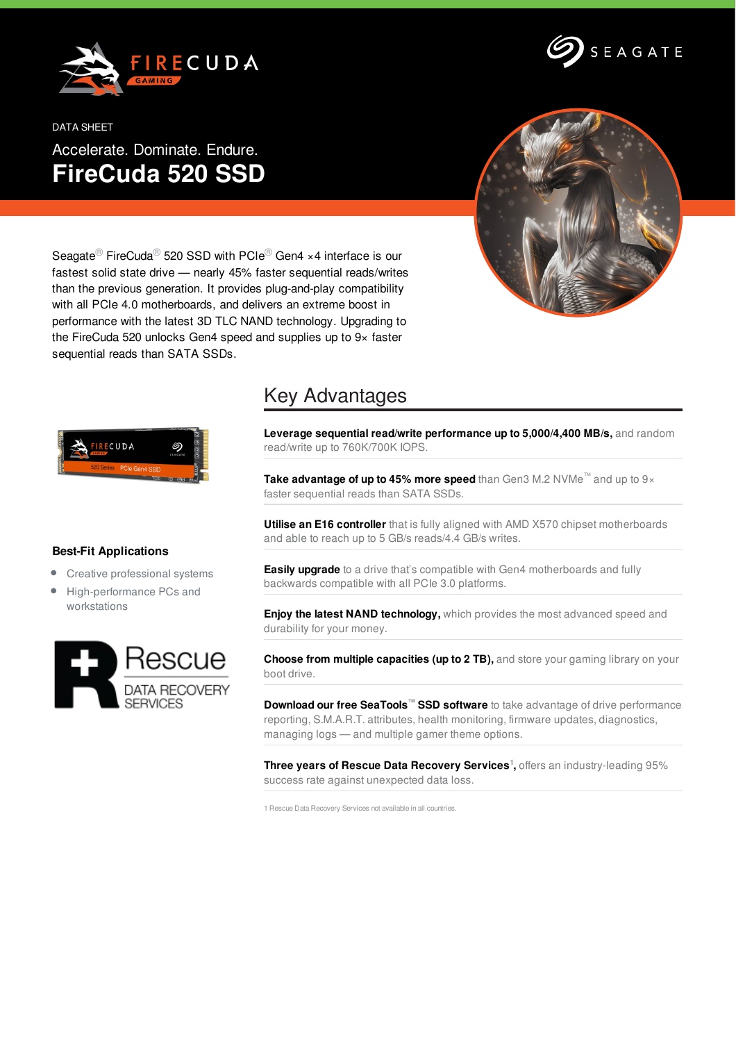DATA SHEET

Accelerate. Dominate. Endure.

# FireCuda 520 SSD

Seagate® FireCuda® 520 SSD with PCIe® Gen4 ×4 interface is our fastest solid state drive — nearly 45% faster sequential reads/writes than the previous generation. It provides plug-and-play compatibility with all PCIe 4.0 motherboards, and delivers an extreme boost in performance with the latest 3D TLC NAND technology. Upgrading to the FireCuda 520 unlocks Gen4 speed and supplies up to 9× faster sequential reads than SATA SSDs.

## Key Advantages

**Leverage sequential read/write performance up to 5,000/4,400 MB/s,** and random read/write up to 760K/700K IOPS.

**Take advantage of up to 45% more speed** than Gen3 M.2 NVMe™ and up to 9× faster sequential reads than SATA SSDs.

**Utilise an E16 controller** that is fully aligned with AMD X570 chipset motherboards and able to reach up to 5 GB/s reads/4.4 GB/s writes.

**Easily upgrade** to a drive that's compatible with Gen4 motherboards and fully backwards compatible with all PCIe 3.0 platforms.

**Enjoy the latest NAND technology,** which provides the most advanced speed and durability for your money.

**Choose from multiple capacities (up to 2 TB),** and store your gaming library on your boot drive.

**Download our free SeaTools™ SSD software** to take advantage of drive performance reporting, S.M.A.R.T. attributes, health monitoring, firmware updates, diagnostics, managing logs — and multiple gamer theme options.

**Three years of Rescue Data Recovery Services**[1]**,** offers an industry-leading 95% success rate against unexpected data loss.

1 Rescue Data Recovery Services not available in all countries.

### Best-Fit Applications

- Creative professional systems
- High-performance PCs and workstations

Rescue DATA RECOVERY SERVICES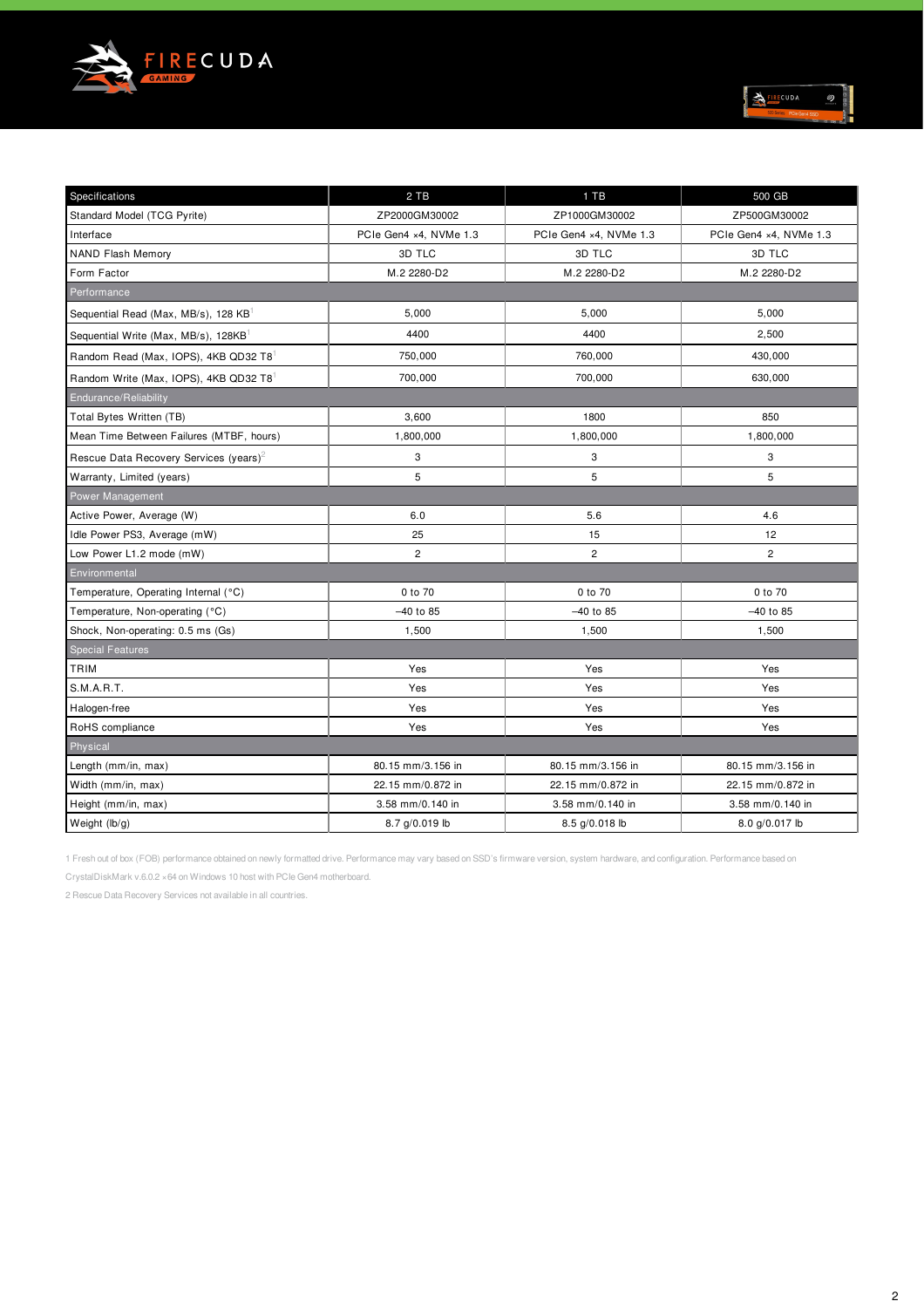| Specifications | 2 TB | 1 TB | 500 GB |
|---|---|---|---|
| Standard Model (TCG Pyrite) | ZP2000GM30002 | ZP1000GM30002 | ZP500GM30002 |
| Interface | PCIe Gen4 ×4, NVMe 1.3 | PCIe Gen4 ×4, NVMe 1.3 | PCIe Gen4 ×4, NVMe 1.3 |
| NAND Flash Memory | 3D TLC | 3D TLC | 3D TLC |
| Form Factor | M.2 2280-D2 | M.2 2280-D2 | M.2 2280-D2 |
| **Performance** | | | |
| Sequential Read (Max, MB/s), 128 KB[1] | 5,000 | 5,000 | 5,000 |
| Sequential Write (Max, MB/s), 128KB[1] | 4400 | 4400 | 2,500 |
| Random Read (Max, IOPS), 4KB QD32 T8[1] | 750,000 | 760,000 | 430,000 |
| Random Write (Max, IOPS), 4KB QD32 T8[1] | 700,000 | 700,000 | 630,000 |
| **Endurance/Reliability** | | | |
| Total Bytes Written (TB) | 3,600 | 1800 | 850 |
| Mean Time Between Failures (MTBF, hours) | 1,800,000 | 1,800,000 | 1,800,000 |
| Rescue Data Recovery Services (years)[2] | 3 | 3 | 3 |
| Warranty, Limited (years) | 5 | 5 | 5 |
| **Power Management** | | | |
| Active Power, Average (W) | 6.0 | 5.6 | 4.6 |
| Idle Power PS3, Average (mW) | 25 | 15 | 12 |
| Low Power L1.2 mode (mW) | 2 | 2 | 2 |
| **Environmental** | | | |
| Temperature, Operating Internal (°C) | 0 to 70 | 0 to 70 | 0 to 70 |
| Temperature, Non-operating (°C) | –40 to 85 | –40 to 85 | –40 to 85 |
| Shock, Non-operating: 0.5 ms (Gs) | 1,500 | 1,500 | 1,500 |
| **Special Features** | | | |
| TRIM | Yes | Yes | Yes |
| S.M.A.R.T. | Yes | Yes | Yes |
| Halogen-free | Yes | Yes | Yes |
| RoHS compliance | Yes | Yes | Yes |
| **Physical** | | | |
| Length (mm/in, max) | 80.15 mm/3.156 in | 80.15 mm/3.156 in | 80.15 mm/3.156 in |
| Width (mm/in, max) | 22.15 mm/0.872 in | 22.15 mm/0.872 in | 22.15 mm/0.872 in |
| Height (mm/in, max) | 3.58 mm/0.140 in | 3.58 mm/0.140 in | 3.58 mm/0.140 in |
| Weight (lb/g) | 8.7 g/0.019 lb | 8.5 g/0.018 lb | 8.0 g/0.017 lb |

1 Fresh out of box (FOB) performance obtained on newly formatted drive. Performance may vary based on SSD's firmware version, system hardware, and configuration. Performance based on CrystalDiskMark v.6.0.2 ×64 on Windows 10 host with PCIe Gen4 motherboard.

2 Rescue Data Recovery Services not available in all countries.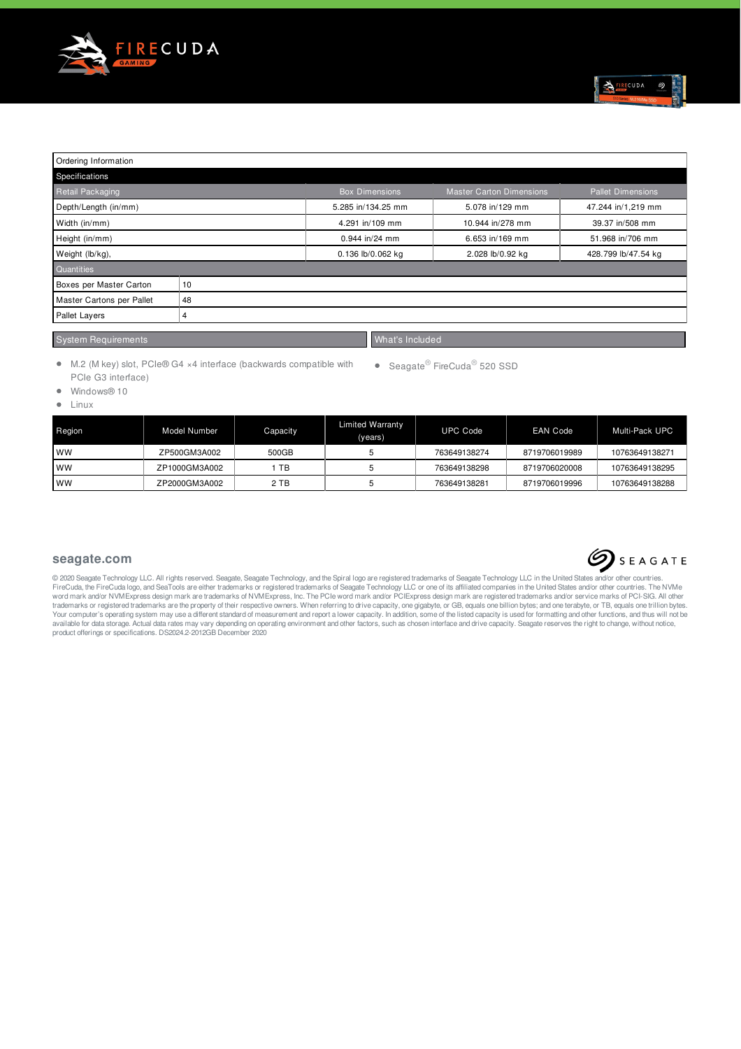| Ordering Information | | | |
|---|---|---|---|
| **Specifications** | | | |
| **Retail Packaging** | **Box Dimensions** | **Master Carton Dimensions** | **Pallet Dimensions** |
| Depth/Length (in/mm) | 5.285 in/134.25 mm | 5.078 in/129 mm | 47.244 in/1,219 mm |
| Width (in/mm) | 4.291 in/109 mm | 10.944 in/278 mm | 39.37 in/508 mm |
| Height (in/mm) | 0.944 in/24 mm | 6.653 in/169 mm | 51.968 in/706 mm |
| Weight (lb/kg), | 0.136 lb/0.062 kg | 2.028 lb/0.92 kg | 428.799 lb/47.54 kg |

| Quantities | |
|---|---|
| Boxes per Master Carton | 10 |
| Master Cartons per Pallet | 48 |
| Pallet Layers | 4 |

## System Requirements

- M.2 (M key) slot, PCIe® G4 ×4 interface (backwards compatible with PCIe G3 interface)
- Windows® 10
- Linux

## What's Included

- Seagate® FireCuda® 520 SSD

| Region | Model Number | Capacity | Limited Warranty (years) | UPC Code | EAN Code | Multi-Pack UPC |
|---|---|---|---|---|---|---|
| WW | ZP500GM3A002 | 500GB | 5 | 763649138274 | 8719706019989 | 10763649138271 |
| WW | ZP1000GM3A002 | 1 TB | 5 | 763649138298 | 8719706020008 | 10763649138295 |
| WW | ZP2000GM3A002 | 2 TB | 5 | 763649138281 | 8719706019996 | 10763649138288 |

**seagate.com**

© 2020 Seagate Technology LLC. All rights reserved. Seagate, Seagate Technology, and the Spiral logo are registered trademarks of Seagate Technology LLC in the United States and/or other countries. FireCuda, the FireCuda logo, and SeaTools are either trademarks or registered trademarks of Seagate Technology LLC or one of its affiliated companies in the United States and/or other countries. The NVMe word mark and/or NVMExpress design mark are trademarks of NVMExpress, Inc. The PCIe word mark and/or PCIExpress design mark are registered trademarks and/or service marks of PCI-SIG. All other trademarks or registered trademarks are the property of their respective owners. When referring to drive capacity, one gigabyte, or GB, equals one billion bytes; and one terabyte, or TB, equals one trillion bytes. Your computer's operating system may use a different standard of measurement and report a lower capacity. In addition, some of the listed capacity is used for formatting and other functions, and thus will not be available for data storage. Actual data rates may vary depending on operating environment and other factors, such as chosen interface and drive capacity. Seagate reserves the right to change, without notice, product offerings or specifications. DS2024.2-2012GB December 2020